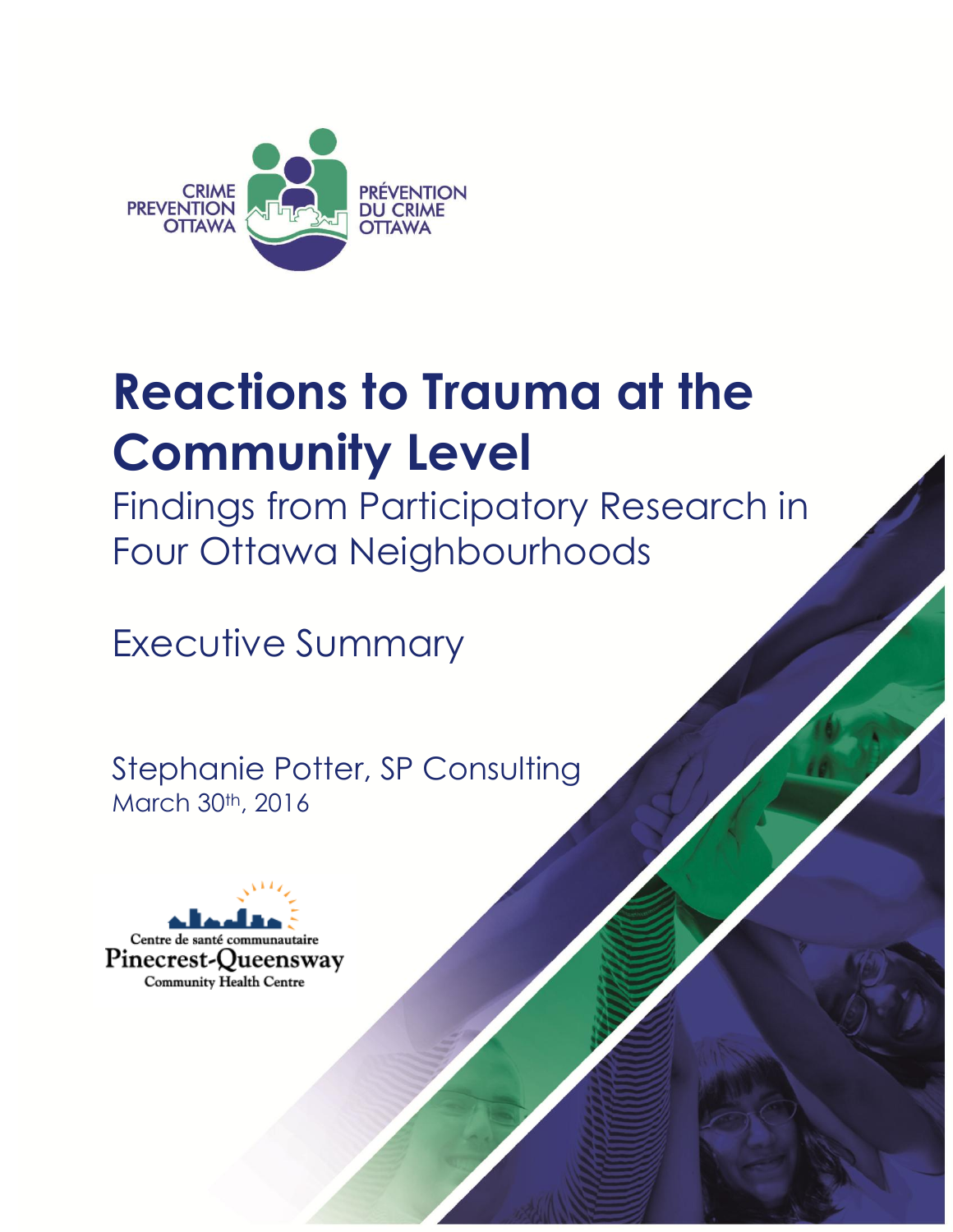CRIME PREVENTION OTTAWA

PRÉVENTION DU CRIME OTTAWA

# Reactions to Trauma at the Community Level

## Findings from Participatory Research in Four Ottawa Neighbourhoods

## Executive Summary

Stephanie Potter, SP Consulting

March 30th, 2016

Centre de santé communautaire Pinecrest-Queensway Community Health Centre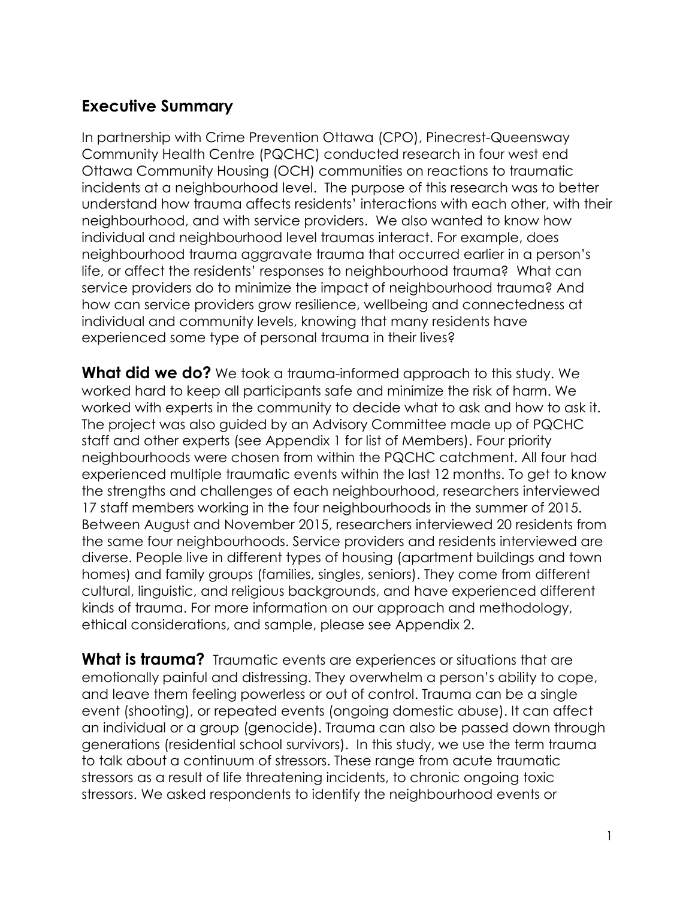## Executive Summary

In partnership with Crime Prevention Ottawa (CPO), Pinecrest-Queensway Community Health Centre (PQCHC) conducted research in four west end Ottawa Community Housing (OCH) communities on reactions to traumatic incidents at a neighbourhood level. The purpose of this research was to better understand how trauma affects residents' interactions with each other, with their neighbourhood, and with service providers. We also wanted to know how individual and neighbourhood level traumas interact. For example, does neighbourhood trauma aggravate trauma that occurred earlier in a person's life, or affect the residents' responses to neighbourhood trauma? What can service providers do to minimize the impact of neighbourhood trauma? And how can service providers grow resilience, wellbeing and connectedness at individual and community levels, knowing that many residents have experienced some type of personal trauma in their lives?

**What did we do?** We took a trauma-informed approach to this study. We worked hard to keep all participants safe and minimize the risk of harm. We worked with experts in the community to decide what to ask and how to ask it. The project was also guided by an Advisory Committee made up of PQCHC staff and other experts (see Appendix 1 for list of Members). Four priority neighbourhoods were chosen from within the PQCHC catchment. All four had experienced multiple traumatic events within the last 12 months. To get to know the strengths and challenges of each neighbourhood, researchers interviewed 17 staff members working in the four neighbourhoods in the summer of 2015. Between August and November 2015, researchers interviewed 20 residents from the same four neighbourhoods. Service providers and residents interviewed are diverse. People live in different types of housing (apartment buildings and town homes) and family groups (families, singles, seniors). They come from different cultural, linguistic, and religious backgrounds, and have experienced different kinds of trauma. For more information on our approach and methodology, ethical considerations, and sample, please see Appendix 2.

**What is trauma?** Traumatic events are experiences or situations that are emotionally painful and distressing. They overwhelm a person's ability to cope, and leave them feeling powerless or out of control. Trauma can be a single event (shooting), or repeated events (ongoing domestic abuse). It can affect an individual or a group (genocide). Trauma can also be passed down through generations (residential school survivors). In this study, we use the term trauma to talk about a continuum of stressors. These range from acute traumatic stressors as a result of life threatening incidents, to chronic ongoing toxic stressors. We asked respondents to identify the neighbourhood events or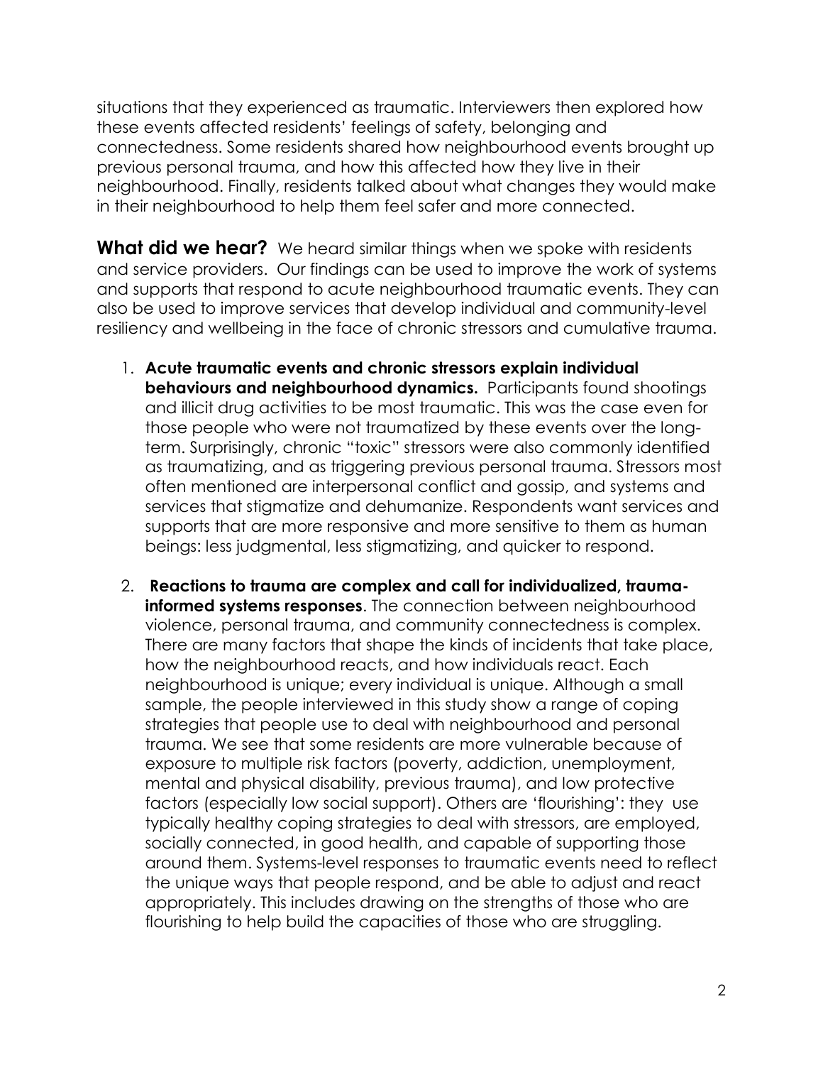situations that they experienced as traumatic. Interviewers then explored how these events affected residents' feelings of safety, belonging and connectedness. Some residents shared how neighbourhood events brought up previous personal trauma, and how this affected how they live in their neighbourhood. Finally, residents talked about what changes they would make in their neighbourhood to help them feel safer and more connected.

**What did we hear?** We heard similar things when we spoke with residents and service providers. Our findings can be used to improve the work of systems and supports that respond to acute neighbourhood traumatic events. They can also be used to improve services that develop individual and community-level resiliency and wellbeing in the face of chronic stressors and cumulative trauma.

1. **Acute traumatic events and chronic stressors explain individual behaviours and neighbourhood dynamics.** Participants found shootings and illicit drug activities to be most traumatic. This was the case even for those people who were not traumatized by these events over the long-term. Surprisingly, chronic "toxic" stressors were also commonly identified as traumatizing, and as triggering previous personal trauma. Stressors most often mentioned are interpersonal conflict and gossip, and systems and services that stigmatize and dehumanize. Respondents want services and supports that are more responsive and more sensitive to them as human beings: less judgmental, less stigmatizing, and quicker to respond.

2. **Reactions to trauma are complex and call for individualized, trauma-informed systems responses**. The connection between neighbourhood violence, personal trauma, and community connectedness is complex. There are many factors that shape the kinds of incidents that take place, how the neighbourhood reacts, and how individuals react. Each neighbourhood is unique; every individual is unique. Although a small sample, the people interviewed in this study show a range of coping strategies that people use to deal with neighbourhood and personal trauma. We see that some residents are more vulnerable because of exposure to multiple risk factors (poverty, addiction, unemployment, mental and physical disability, previous trauma), and low protective factors (especially low social support). Others are 'flourishing': they use typically healthy coping strategies to deal with stressors, are employed, socially connected, in good health, and capable of supporting those around them. Systems-level responses to traumatic events need to reflect the unique ways that people respond, and be able to adjust and react appropriately. This includes drawing on the strengths of those who are flourishing to help build the capacities of those who are struggling.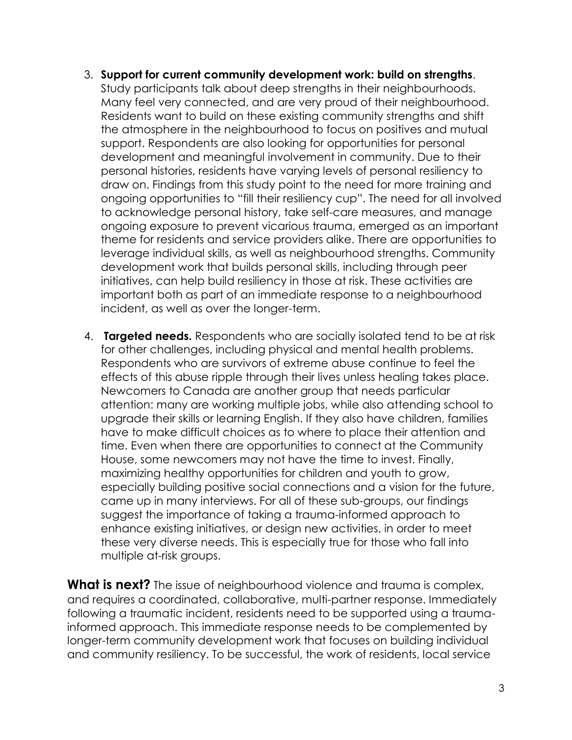3. **Support for current community development work: build on strengths**. Study participants talk about deep strengths in their neighbourhoods. Many feel very connected, and are very proud of their neighbourhood. Residents want to build on these existing community strengths and shift the atmosphere in the neighbourhood to focus on positives and mutual support. Respondents are also looking for opportunities for personal development and meaningful involvement in community. Due to their personal histories, residents have varying levels of personal resiliency to draw on. Findings from this study point to the need for more training and ongoing opportunities to "fill their resiliency cup". The need for all involved to acknowledge personal history, take self-care measures, and manage ongoing exposure to prevent vicarious trauma, emerged as an important theme for residents and service providers alike. There are opportunities to leverage individual skills, as well as neighbourhood strengths. Community development work that builds personal skills, including through peer initiatives, can help build resiliency in those at risk. These activities are important both as part of an immediate response to a neighbourhood incident, as well as over the longer-term.

4. **Targeted needs.** Respondents who are socially isolated tend to be at risk for other challenges, including physical and mental health problems. Respondents who are survivors of extreme abuse continue to feel the effects of this abuse ripple through their lives unless healing takes place. Newcomers to Canada are another group that needs particular attention: many are working multiple jobs, while also attending school to upgrade their skills or learning English. If they also have children, families have to make difficult choices as to where to place their attention and time. Even when there are opportunities to connect at the Community House, some newcomers may not have the time to invest. Finally, maximizing healthy opportunities for children and youth to grow, especially building positive social connections and a vision for the future, came up in many interviews. For all of these sub-groups, our findings suggest the importance of taking a trauma-informed approach to enhance existing initiatives, or design new activities, in order to meet these very diverse needs. This is especially true for those who fall into multiple at-risk groups.

**What is next?** The issue of neighbourhood violence and trauma is complex, and requires a coordinated, collaborative, multi-partner response. Immediately following a traumatic incident, residents need to be supported using a trauma-informed approach. This immediate response needs to be complemented by longer-term community development work that focuses on building individual and community resiliency. To be successful, the work of residents, local service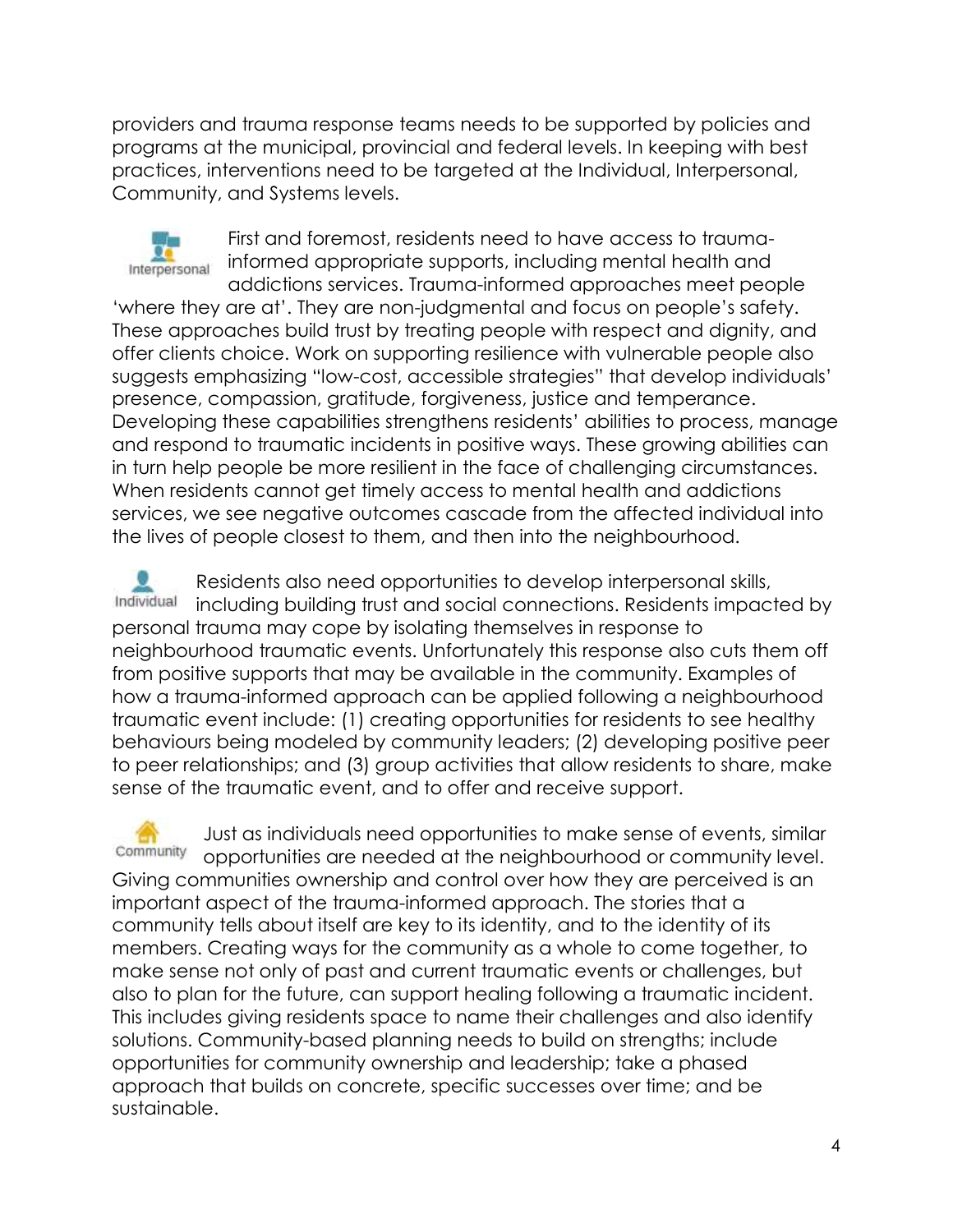providers and trauma response teams needs to be supported by policies and programs at the municipal, provincial and federal levels. In keeping with best practices, interventions need to be targeted at the Individual, Interpersonal, Community, and Systems levels.

Interpersonal

First and foremost, residents need to have access to trauma-informed appropriate supports, including mental health and addictions services. Trauma-informed approaches meet people 'where they are at'. They are non-judgmental and focus on people's safety. These approaches build trust by treating people with respect and dignity, and offer clients choice. Work on supporting resilience with vulnerable people also suggests emphasizing "low-cost, accessible strategies" that develop individuals' presence, compassion, gratitude, forgiveness, justice and temperance. Developing these capabilities strengthens residents' abilities to process, manage and respond to traumatic incidents in positive ways. These growing abilities can in turn help people be more resilient in the face of challenging circumstances. When residents cannot get timely access to mental health and addictions services, we see negative outcomes cascade from the affected individual into the lives of people closest to them, and then into the neighbourhood.

Individual

Residents also need opportunities to develop interpersonal skills, including building trust and social connections. Residents impacted by personal trauma may cope by isolating themselves in response to neighbourhood traumatic events. Unfortunately this response also cuts them off from positive supports that may be available in the community. Examples of how a trauma-informed approach can be applied following a neighbourhood traumatic event include: (1) creating opportunities for residents to see healthy behaviours being modeled by community leaders; (2) developing positive peer to peer relationships; and (3) group activities that allow residents to share, make sense of the traumatic event, and to offer and receive support.

Community

Just as individuals need opportunities to make sense of events, similar opportunities are needed at the neighbourhood or community level. Giving communities ownership and control over how they are perceived is an important aspect of the trauma-informed approach. The stories that a community tells about itself are key to its identity, and to the identity of its members. Creating ways for the community as a whole to come together, to make sense not only of past and current traumatic events or challenges, but also to plan for the future, can support healing following a traumatic incident. This includes giving residents space to name their challenges and also identify solutions. Community-based planning needs to build on strengths; include opportunities for community ownership and leadership; take a phased approach that builds on concrete, specific successes over time; and be sustainable.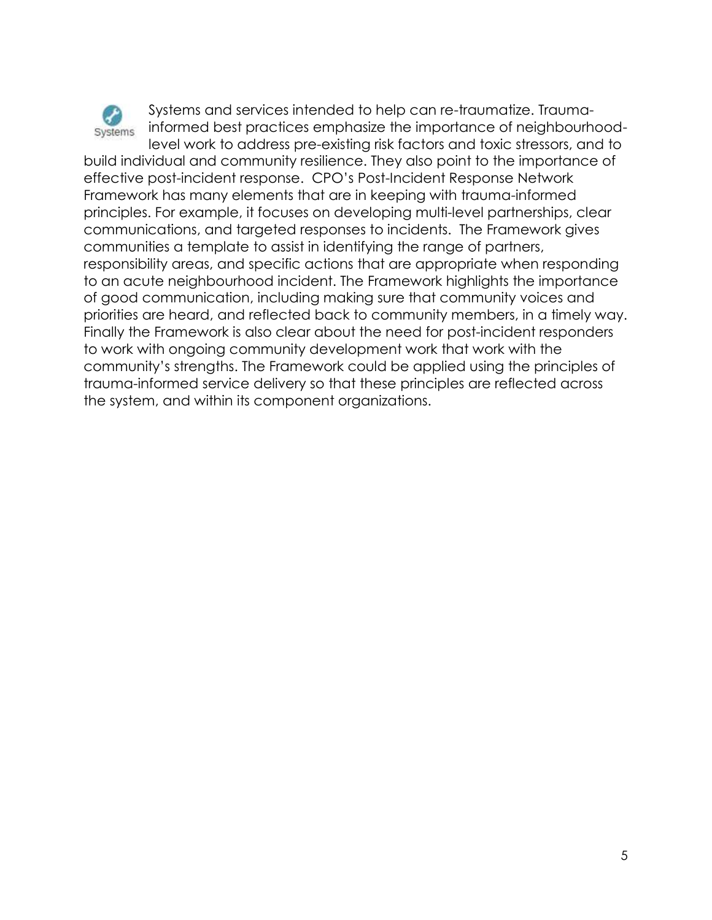Systems and services intended to help can re-traumatize. Trauma-informed best practices emphasize the importance of neighbourhood-level work to address pre-existing risk factors and toxic stressors, and to build individual and community resilience. They also point to the importance of effective post-incident response. CPO's Post-Incident Response Network Framework has many elements that are in keeping with trauma-informed principles. For example, it focuses on developing multi-level partnerships, clear communications, and targeted responses to incidents. The Framework gives communities a template to assist in identifying the range of partners, responsibility areas, and specific actions that are appropriate when responding to an acute neighbourhood incident. The Framework highlights the importance of good communication, including making sure that community voices and priorities are heard, and reflected back to community members, in a timely way. Finally the Framework is also clear about the need for post-incident responders to work with ongoing community development work that work with the community's strengths. The Framework could be applied using the principles of trauma-informed service delivery so that these principles are reflected across the system, and within its component organizations.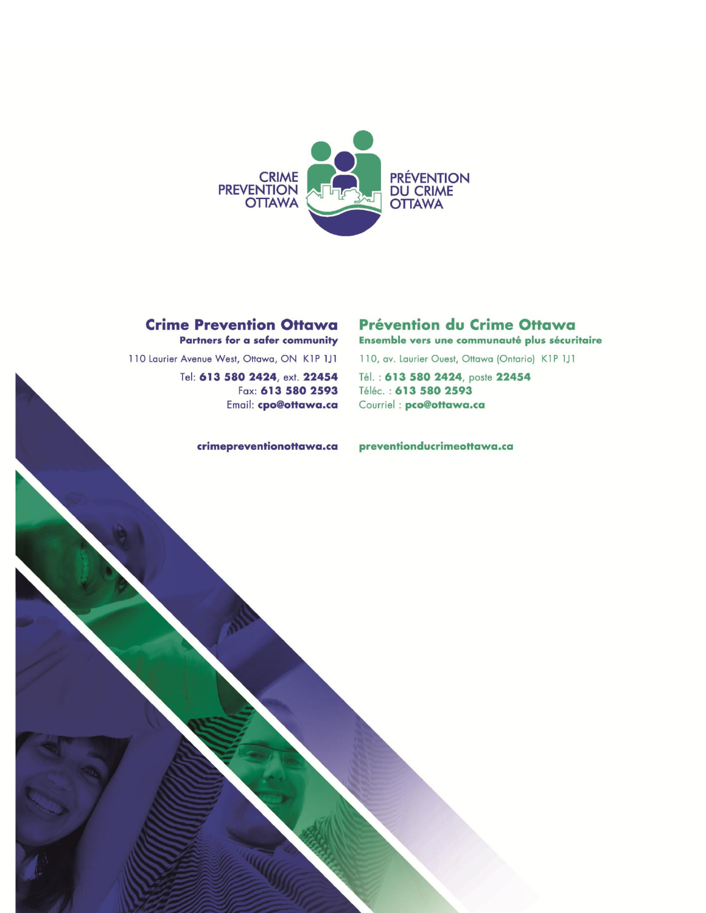CRIME PREVENTION OTTAWA

PRÉVENTION DU CRIME OTTAWA

**Crime Prevention Ottawa**

**Partners for a safer community**

110 Laurier Avenue West, Ottawa, ON K1P 1J1

Tel: **613 580 2424**, ext. **22454**

Fax: **613 580 2593**

Email: **cpo@ottawa.ca**

**crimepreventionottawa.ca**

**Prévention du Crime Ottawa**

**Ensemble vers une communauté plus sécuritaire**

110, av. Laurier Ouest, Ottawa (Ontario) K1P 1J1

Tél. : **613 580 2424**, poste **22454**

Téléc. : **613 580 2593**

Courriel : **pco@ottawa.ca**

**preventionducrimeottawa.ca**